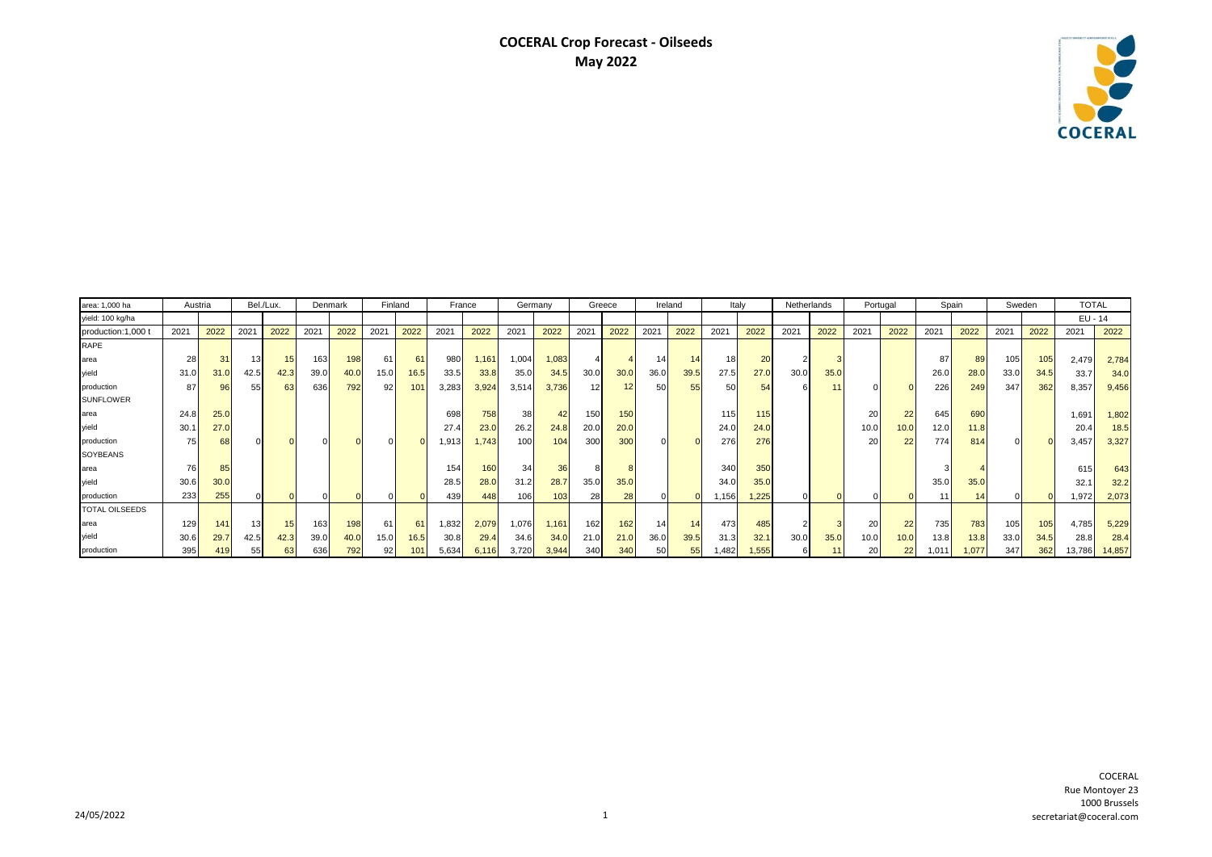# COCERAL Crop Forecast - Oilseeds
## May 2022

| area: 1,000 ha | Austria | | Bel./Lux. | | Denmark | | Finland | | France | | Germany | | Greece | | Ireland | | Italy | | Netherlands | | Portugal | | Spain | | Sweden | | TOTAL | |
|---|---|---|---|---|---|---|---|---|---|---|---|---|---|---|---|---|---|---|---|---|---|---|---|---|---|---|---|---|
| yield: 100 kg/ha | | | | | | | | | | | | | | | | | | | | | | | | | | | EU - 14 | |
| production:1,000 t | 2021 | 2022 | 2021 | 2022 | 2021 | 2022 | 2021 | 2022 | 2021 | 2022 | 2021 | 2022 | 2021 | 2022 | 2021 | 2022 | 2021 | 2022 | 2021 | 2022 | 2021 | 2022 | 2021 | 2022 | 2021 | 2022 | 2021 | 2022 |
| RAPE | | | | | | | | | | | | | | | | | | | | | | | | | | | | |
| area | 28 | 31 | 13 | 15 | 163 | 198 | 61 | 61 | 980 | 1,161 | 1,004 | 1,083 | 4 | 4 | 14 | 14 | 18 | 20 | 2 | 3 | | | 87 | 89 | 105 | 105 | 2,479 | 2,784 |
| yield | 31.0 | 31.0 | 42.5 | 42.3 | 39.0 | 40.0 | 15.0 | 16.5 | 33.5 | 33.8 | 35.0 | 34.5 | 30.0 | 30.0 | 36.0 | 39.5 | 27.5 | 27.0 | 30.0 | 35.0 | | | 26.0 | 28.0 | 33.0 | 34.5 | 33.7 | 34.0 |
| production | 87 | 96 | 55 | 63 | 636 | 792 | 92 | 101 | 3,283 | 3,924 | 3,514 | 3,736 | 12 | 12 | 50 | 55 | 50 | 54 | 6 | 11 | 0 | 0 | 226 | 249 | 347 | 362 | 8,357 | 9,456 |
| SUNFLOWER | | | | | | | | | | | | | | | | | | | | | | | | | | | | |
| area | 24.8 | 25.0 | | | | | | | 698 | 758 | 38 | 42 | 150 | 150 | | | 115 | 115 | | | 20 | 22 | 645 | 690 | | | 1,691 | 1,802 |
| yield | 30.1 | 27.0 | | | | | | | 27.4 | 23.0 | 26.2 | 24.8 | 20.0 | 20.0 | | | 24.0 | 24.0 | | | 10.0 | 10.0 | 12.0 | 11.8 | | | 20.4 | 18.5 |
| production | 75 | 68 | 0 | 0 | 0 | 0 | 0 | 0 | 1,913 | 1,743 | 100 | 104 | 300 | 300 | 0 | 0 | 276 | 276 | | | 20 | 22 | 774 | 814 | 0 | 0 | 3,457 | 3,327 |
| SOYBEANS | | | | | | | | | | | | | | | | | | | | | | | | | | | | |
| area | 76 | 85 | | | | | | | 154 | 160 | 34 | 36 | 8 | 8 | | | 340 | 350 | | | | | 3 | 4 | | | 615 | 643 |
| yield | 30.6 | 30.0 | | | | | | | 28.5 | 28.0 | 31.2 | 28.7 | 35.0 | 35.0 | | | 34.0 | 35.0 | | | | | 35.0 | 35.0 | | | 32.1 | 32.2 |
| production | 233 | 255 | 0 | 0 | 0 | 0 | 0 | 0 | 439 | 448 | 106 | 103 | 28 | 28 | 0 | 0 | 1,156 | 1,225 | 0 | 0 | 0 | 0 | 11 | 14 | 0 | 0 | 1,972 | 2,073 |
| TOTAL OILSEEDS | | | | | | | | | | | | | | | | | | | | | | | | | | | | |
| area | 129 | 141 | 13 | 15 | 163 | 198 | 61 | 61 | 1,832 | 2,079 | 1,076 | 1,161 | 162 | 162 | 14 | 14 | 473 | 485 | 2 | 3 | 20 | 22 | 735 | 783 | 105 | 105 | 4,785 | 5,229 |
| yield | 30.6 | 29.7 | 42.5 | 42.3 | 39.0 | 40.0 | 15.0 | 16.5 | 30.8 | 29.4 | 34.6 | 34.0 | 21.0 | 21.0 | 36.0 | 39.5 | 31.3 | 32.1 | 30.0 | 35.0 | 10.0 | 10.0 | 13.8 | 13.8 | 33.0 | 34.5 | 28.8 | 28.4 |
| production | 395 | 419 | 55 | 63 | 636 | 792 | 92 | 101 | 5,634 | 6,116 | 3,720 | 3,944 | 340 | 340 | 50 | 55 | 1,482 | 1,555 | 6 | 11 | 20 | 22 | 1,011 | 1,077 | 347 | 362 | 13,786 | 14,857 |

24/05/2022

COCERAL
Rue Montoyer 23
1000 Brussels
secretariat@coceral.com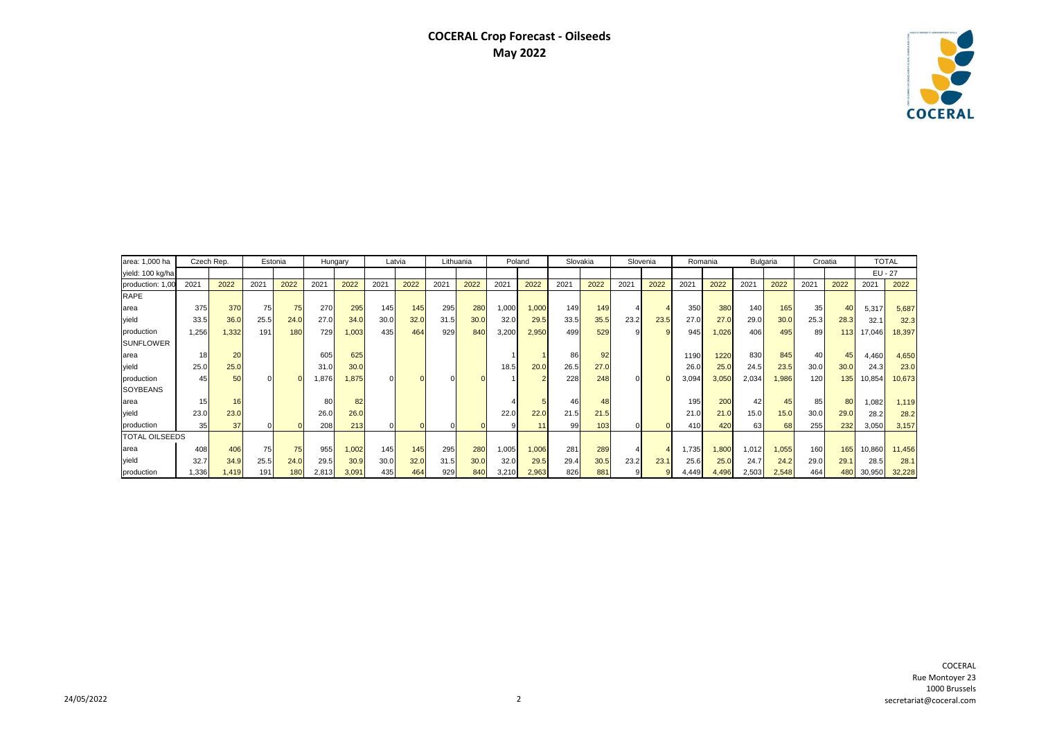# COCERAL Crop Forecast - Oilseeds
## May 2022

| area: 1,000 ha | Czech Rep. | | Estonia | | Hungary | | Latvia | | Lithuania | | Poland | | Slovakia | | Slovenia | | Romania | | Bulgaria | | Croatia | | TOTAL | |
|---|---|---|---|---|---|---|---|---|---|---|---|---|---|---|---|---|---|---|---|---|---|---|---|---|
| yield: 100 kg/ha | | | | | | | | | | | | | | | | | | | | | | | EU - 27 | |
| production: 1,00 | 2021 | 2022 | 2021 | 2022 | 2021 | 2022 | 2021 | 2022 | 2021 | 2022 | 2021 | 2022 | 2021 | 2022 | 2021 | 2022 | 2021 | 2022 | 2021 | 2022 | 2021 | 2022 | 2021 | 2022 |
| RAPE | | | | | | | | | | | | | | | | | | | | | | | | |
| area | 375 | 370 | 75 | 75 | 270 | 295 | 145 | 145 | 295 | 280 | 1,000 | 1,000 | 149 | 149 | 4 | 4 | 350 | 380 | 140 | 165 | 35 | 40 | 5,317 | 5,687 |
| yield | 33.5 | 36.0 | 25.5 | 24.0 | 27.0 | 34.0 | 30.0 | 32.0 | 31.5 | 30.0 | 32.0 | 29.5 | 33.5 | 35.5 | 23.2 | 23.5 | 27.0 | 27.0 | 29.0 | 30.0 | 25.3 | 28.3 | 32.1 | 32.3 |
| production | 1,256 | 1,332 | 191 | 180 | 729 | 1,003 | 435 | 464 | 929 | 840 | 3,200 | 2,950 | 499 | 529 | 9 | 9 | 945 | 1,026 | 406 | 495 | 89 | 113 | 17,046 | 18,397 |
| SUNFLOWER | | | | | | | | | | | | | | | | | | | | | | | | |
| area | 18 | 20 | | | 605 | 625 | | | | | 1 | 1 | 86 | 92 | | | 1190 | 1220 | 830 | 845 | 40 | 45 | 4,460 | 4,650 |
| yield | 25.0 | 25.0 | | | 31.0 | 30.0 | | | | | 18.5 | 20.0 | 26.5 | 27.0 | | | 26.0 | 25.0 | 24.5 | 23.5 | 30.0 | 30.0 | 24.3 | 23.0 |
| production | 45 | 50 | 0 | 0 | 1,876 | 1,875 | 0 | 0 | 0 | 0 | 1 | 2 | 228 | 248 | 0 | 0 | 3,094 | 3,050 | 2,034 | 1,986 | 120 | 135 | 10,854 | 10,673 |
| SOYBEANS | | | | | | | | | | | | | | | | | | | | | | | | |
| area | 15 | 16 | | | 80 | 82 | | | | | 4 | 5 | 46 | 48 | | | 195 | 200 | 42 | 45 | 85 | 80 | 1,082 | 1,119 |
| yield | 23.0 | 23.0 | | | 26.0 | 26.0 | | | | | 22.0 | 22.0 | 21.5 | 21.5 | | | 21.0 | 21.0 | 15.0 | 15.0 | 30.0 | 29.0 | 28.2 | 28.2 |
| production | 35 | 37 | 0 | 0 | 208 | 213 | 0 | 0 | 0 | 0 | 9 | 11 | 99 | 103 | 0 | 0 | 410 | 420 | 63 | 68 | 255 | 232 | 3,050 | 3,157 |
| TOTAL OILSEEDS | | | | | | | | | | | | | | | | | | | | | | | | |
| area | 408 | 406 | 75 | 75 | 955 | 1,002 | 145 | 145 | 295 | 280 | 1,005 | 1,006 | 281 | 289 | 4 | 4 | 1,735 | 1,800 | 1,012 | 1,055 | 160 | 165 | 10,860 | 11,456 |
| yield | 32.7 | 34.9 | 25.5 | 24.0 | 29.5 | 30.9 | 30.0 | 32.0 | 31.5 | 30.0 | 32.0 | 29.5 | 29.4 | 30.5 | 23.2 | 23.1 | 25.6 | 25.0 | 24.7 | 24.2 | 29.0 | 29.1 | 28.5 | 28.1 |
| production | 1,336 | 1,419 | 191 | 180 | 2,813 | 3,091 | 435 | 464 | 929 | 840 | 3,210 | 2,963 | 826 | 881 | 9 | 9 | 4,449 | 4,496 | 2,503 | 2,548 | 464 | 480 | 30,950 | 32,228 |

24/05/2022

COCERAL
Rue Montoyer 23
1000 Brussels
secretariat@coceral.com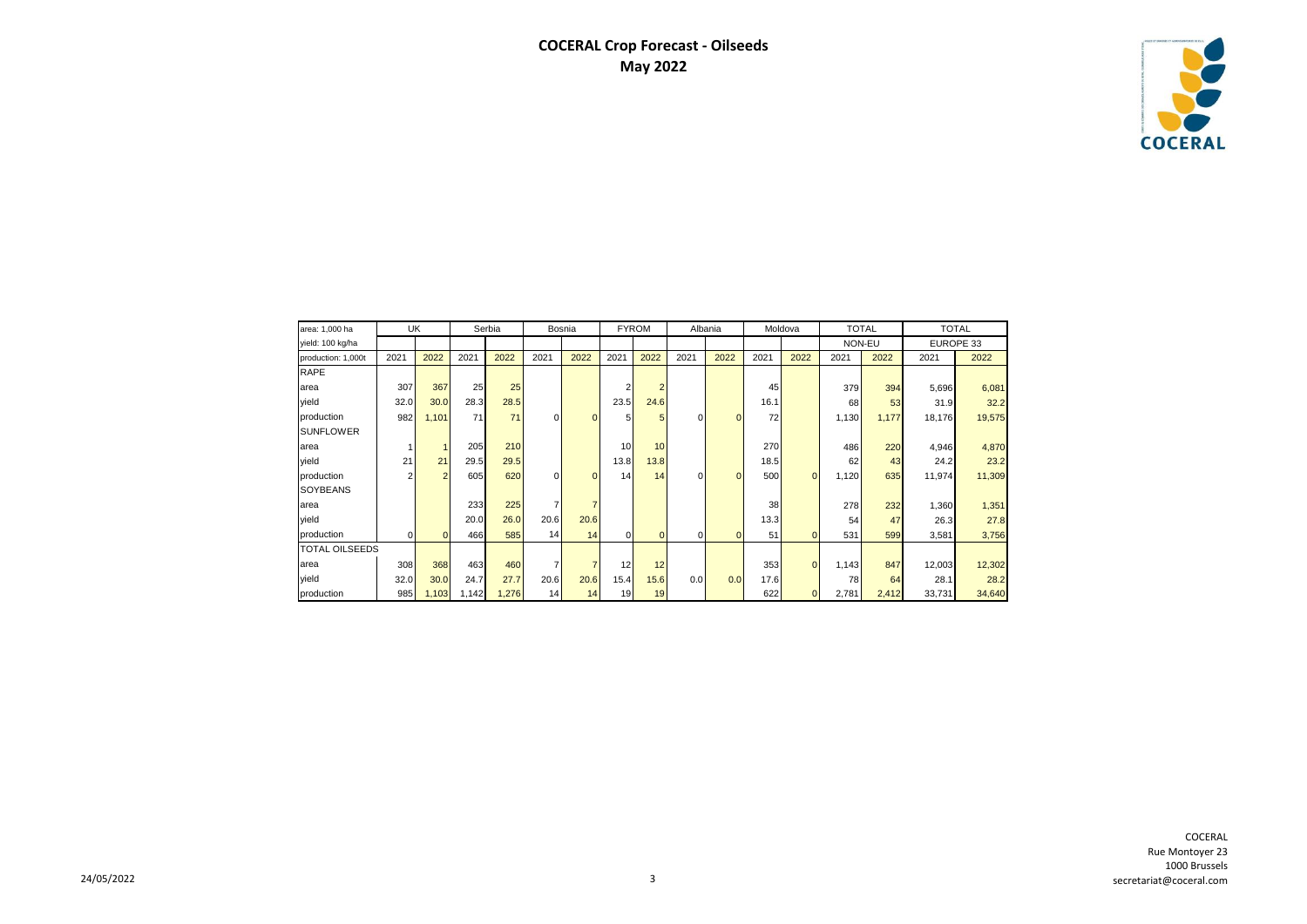# COCERAL Crop Forecast - Oilseeds
## May 2022

| area: 1,000 ha | UK | | Serbia | | Bosnia | | FYROM | | Albania | | Moldova | | TOTAL | | TOTAL | |
|---|---|---|---|---|---|---|---|---|---|---|---|---|---|---|---|---|
| yield: 100 kg/ha | | | | | | | | | | | | | NON-EU | | EUROPE 33 | |
| production: 1,000t | 2021 | 2022 | 2021 | 2022 | 2021 | 2022 | 2021 | 2022 | 2021 | 2022 | 2021 | 2022 | 2021 | 2022 | 2021 | 2022 |
| RAPE | | | | | | | | | | | | | | | | |
| area | 307 | 367 | 25 | 25 | | | 2 | 2 | | | 45 | | 379 | 394 | 5,696 | 6,081 |
| yield | 32.0 | 30.0 | 28.3 | 28.5 | | | 23.5 | 24.6 | | | 16.1 | | 68 | 53 | 31.9 | 32.2 |
| production | 982 | 1,101 | 71 | 71 | 0 | 0 | 5 | 5 | 0 | 0 | 72 | | 1,130 | 1,177 | 18,176 | 19,575 |
| SUNFLOWER | | | | | | | | | | | | | | | | |
| area | 1 | 1 | 205 | 210 | | | 10 | 10 | | | 270 | | 486 | 220 | 4,946 | 4,870 |
| yield | 21 | 21 | 29.5 | 29.5 | | | 13.8 | 13.8 | | | 18.5 | | 62 | 43 | 24.2 | 23.2 |
| production | 2 | 2 | 605 | 620 | 0 | 0 | 14 | 14 | 0 | 0 | 500 | 0 | 1,120 | 635 | 11,974 | 11,309 |
| SOYBEANS | | | | | | | | | | | | | | | | |
| area | | | 233 | 225 | 7 | 7 | | | | | 38 | | 278 | 232 | 1,360 | 1,351 |
| yield | | | 20.0 | 26.0 | 20.6 | 20.6 | | | | | 13.3 | | 54 | 47 | 26.3 | 27.8 |
| production | 0 | 0 | 466 | 585 | 14 | 14 | 0 | 0 | 0 | 0 | 51 | 0 | 531 | 599 | 3,581 | 3,756 |
| TOTAL OILSEEDS | | | | | | | | | | | | | | | | |
| area | 308 | 368 | 463 | 460 | 7 | 7 | 12 | 12 | | | 353 | 0 | 1,143 | 847 | 12,003 | 12,302 |
| yield | 32.0 | 30.0 | 24.7 | 27.7 | 20.6 | 20.6 | 15.4 | 15.6 | 0.0 | 0.0 | 17.6 | | 78 | 64 | 28.1 | 28.2 |
| production | 985 | 1,103 | 1,142 | 1,276 | 14 | 14 | 19 | 19 | | | 622 | 0 | 2,781 | 2,412 | 33,731 | 34,640 |

24/05/2022

COCERAL
Rue Montoyer 23
1000 Brussels
secretariat@coceral.com